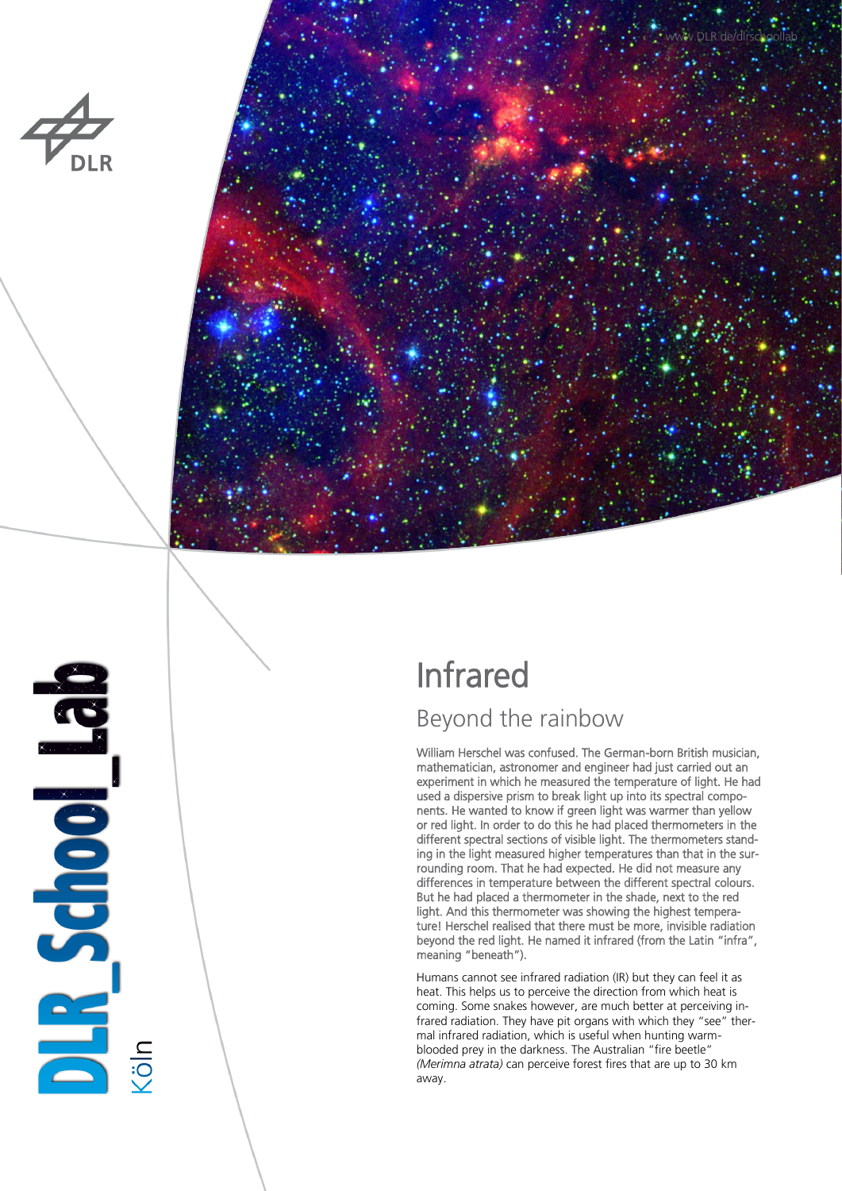# Infrared

## Beyond the rainbow

William Herschel was confused. The German-born British musician, mathematician, astronomer and engineer had just carried out an experiment in which he measured the temperature of light. He had used a dispersive prism to break light up into its spectral components. He wanted to know if green light was warmer than yellow or red light. In order to do this he had placed thermometers in the different spectral sections of visible light. The thermometers standing in the light measured higher temperatures than that in the surrounding room. That he had expected. He did not measure any differences in temperature between the different spectral colours. But he had placed a thermometer in the shade, next to the red light. And this thermometer was showing the highest temperature! Herschel realised that there must be more, invisible radiation beyond the red light. He named it infrared (from the Latin "infra", meaning "beneath").

Humans cannot see infrared radiation (IR) but they can feel it as heat. This helps us to perceive the direction from which heat is coming. Some snakes however, are much better at perceiving infrared radiation. They have pit organs with which they "see" thermal infrared radiation, which is useful when hunting warm-blooded prey in the darkness. The Australian "fire beetle" *(Merimna atrata)* can perceive forest fires that are up to 30 km away.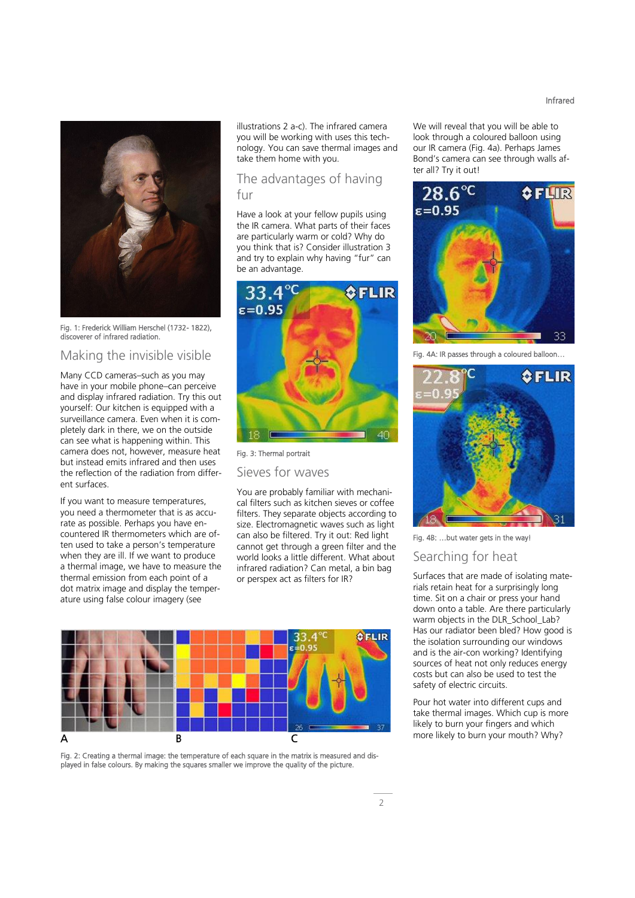Fig. 1: Frederick William Herschel (1732- 1822), discoverer of infrared radiation.

## Making the invisible visible

Many CCD cameras–such as you may have in your mobile phone–can perceive and display infrared radiation. Try this out yourself: Our kitchen is equipped with a surveillance camera. Even when it is completely dark in there, we on the outside can see what is happening within. This camera does not, however, measure heat but instead emits infrared and then uses the reflection of the radiation from different surfaces.

If you want to measure temperatures, you need a thermometer that is as accurate as possible. Perhaps you have encountered IR thermometers which are often used to take a person's temperature when they are ill. If we want to produce a thermal image, we have to measure the thermal emission from each point of a dot matrix image and display the temperature using false colour imagery (see illustrations 2 a-c). The infrared camera you will be working with uses this technology. You can save thermal images and take them home with you.

## The advantages of having fur

Have a look at your fellow pupils using the IR camera. What parts of their faces are particularly warm or cold? Why do you think that is? Consider illustration 3 and try to explain why having "fur" can be an advantage.

Fig. 3: Thermal portrait

## Sieves for waves

You are probably familiar with mechanical filters such as kitchen sieves or coffee filters. They separate objects according to size. Electromagnetic waves such as light can also be filtered. Try it out: Red light cannot get through a green filter and the world looks a little different. What about infrared radiation? Can metal, a bin bag or perspex act as filters for IR?

We will reveal that you will be able to look through a coloured balloon using our IR camera (Fig. 4a). Perhaps James Bond's camera can see through walls after all? Try it out!

Fig. 4A: IR passes through a coloured balloon…

Fig. 4B: …but water gets in the way!

## Searching for heat

Surfaces that are made of isolating materials retain heat for a surprisingly long time. Sit on a chair or press your hand down onto a table. Are there particularly warm objects in the DLR_School_Lab? Has our radiator been bled? How good is the isolation surrounding our windows and is the air-con working? Identifying sources of heat not only reduces energy costs but can also be used to test the safety of electric circuits.

Pour hot water into different cups and take thermal images. Which cup is more likely to burn your fingers and which more likely to burn your mouth? Why?

Fig. 2: Creating a thermal image: the temperature of each square in the matrix is measured and displayed in false colours. By making the squares smaller we improve the quality of the picture.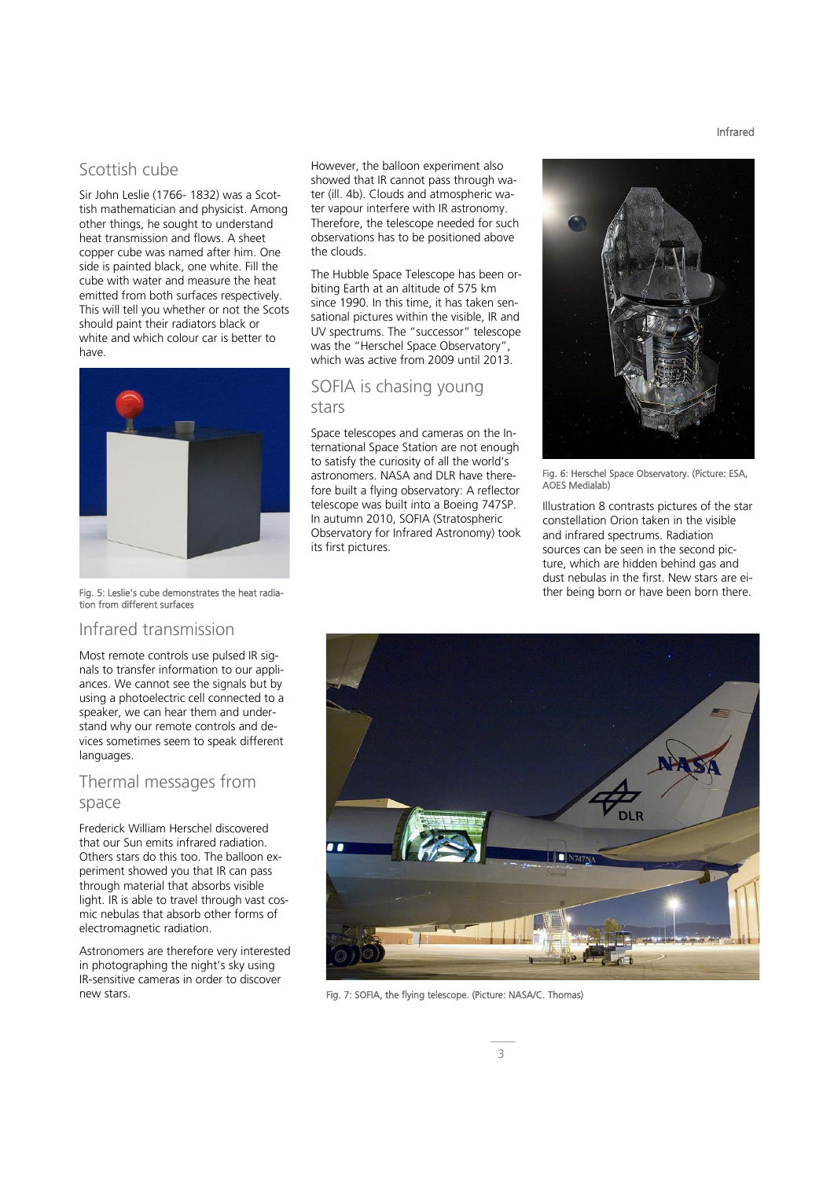## Scottish cube

Sir John Leslie (1766- 1832) was a Scottish mathematician and physicist. Among other things, he sought to understand heat transmission and flows. A sheet copper cube was named after him. One side is painted black, one white. Fill the cube with water and measure the heat emitted from both surfaces respectively. This will tell you whether or not the Scots should paint their radiators black or white and which colour car is better to have.

Fig. 5: Leslie's cube demonstrates the heat radiation from different surfaces

## Infrared transmission

Most remote controls use pulsed IR signals to transfer information to our appliances. We cannot see the signals but by using a photoelectric cell connected to a speaker, we can hear them and understand why our remote controls and devices sometimes seem to speak different languages.

## Thermal messages from space

Frederick William Herschel discovered that our Sun emits infrared radiation. Others stars do this too. The balloon experiment showed you that IR can pass through material that absorbs visible light. IR is able to travel through vast cosmic nebulas that absorb other forms of electromagnetic radiation.

Astronomers are therefore very interested in photographing the night's sky using IR-sensitive cameras in order to discover new stars.

However, the balloon experiment also showed that IR cannot pass through water (ill. 4b). Clouds and atmospheric water vapour interfere with IR astronomy. Therefore, the telescope needed for such observations has to be positioned above the clouds.

The Hubble Space Telescope has been orbiting Earth at an altitude of 575 km since 1990. In this time, it has taken sensational pictures within the visible, IR and UV spectrums. The "successor" telescope was the "Herschel Space Observatory", which was active from 2009 until 2013.

## SOFIA is chasing young stars

Space telescopes and cameras on the International Space Station are not enough to satisfy the curiosity of all the world's astronomers. NASA and DLR have therefore built a flying observatory: A reflector telescope was built into a Boeing 747SP. In autumn 2010, SOFIA (Stratospheric Observatory for Infrared Astronomy) took its first pictures.

Fig. 6: Herschel Space Observatory. (Picture: ESA, AOES Medialab)

Illustration 8 contrasts pictures of the star constellation Orion taken in the visible and infrared spectrums. Radiation sources can be seen in the second picture, which are hidden behind gas and dust nebulas in the first. New stars are either being born or have been born there.

Fig. 7: SOFIA, the flying telescope. (Picture: NASA/C. Thomas)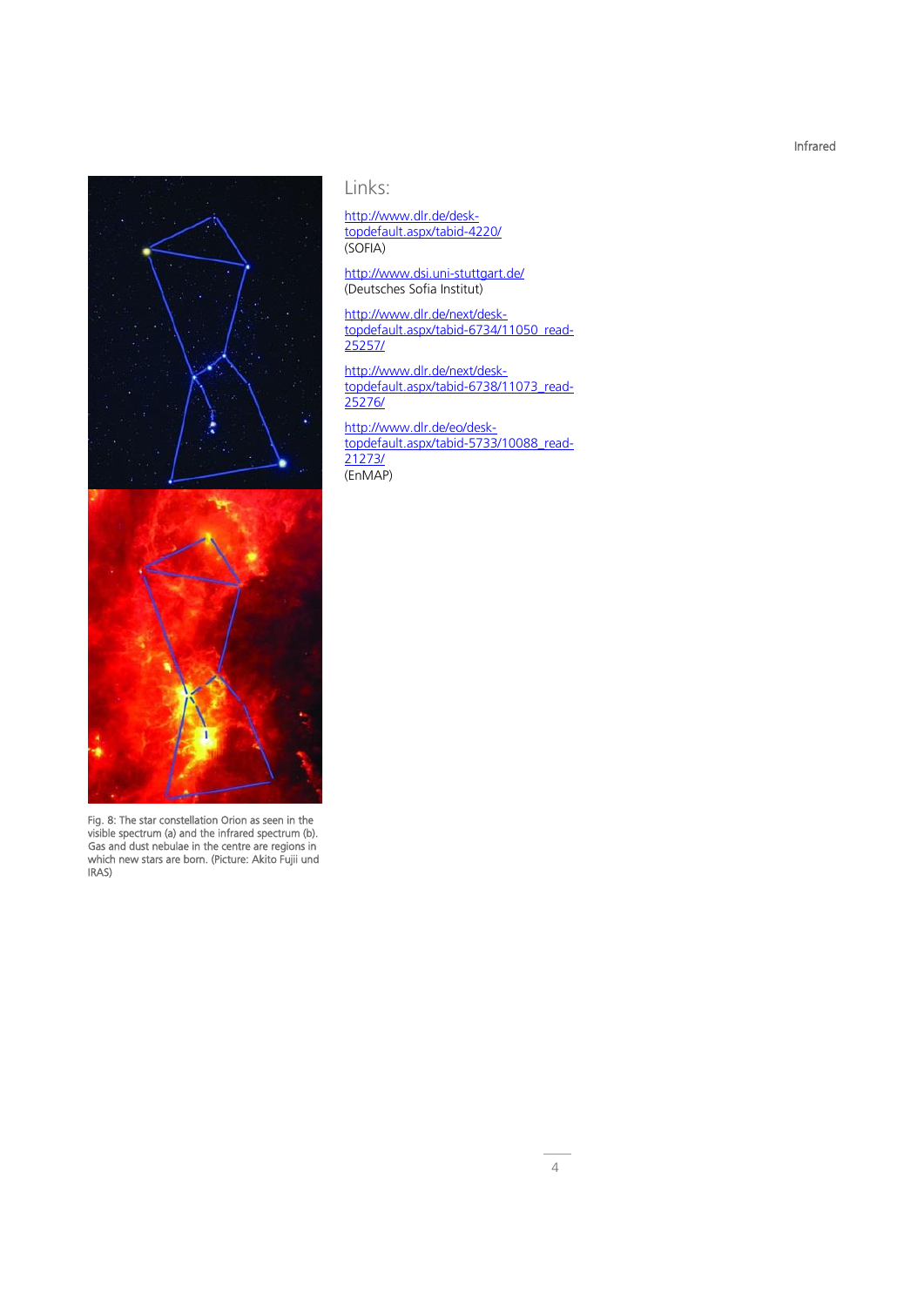Fig. 8: The star constellation Orion as seen in the visible spectrum (a) and the infrared spectrum (b). Gas and dust nebulae in the centre are regions in which new stars are born. (Picture: Akito Fujii und IRAS)

## Links:

http://www.dlr.de/desk-topdefault.aspx/tabid-4220/
(SOFIA)

http://www.dsi.uni-stuttgart.de/
(Deutsches Sofia Institut)

http://www.dlr.de/next/desk-topdefault.aspx/tabid-6734/11050_read-25257/

http://www.dlr.de/next/desk-topdefault.aspx/tabid-6738/11073_read-25276/

http://www.dlr.de/eo/desk-topdefault.aspx/tabid-5733/10088_read-21273/
(EnMAP)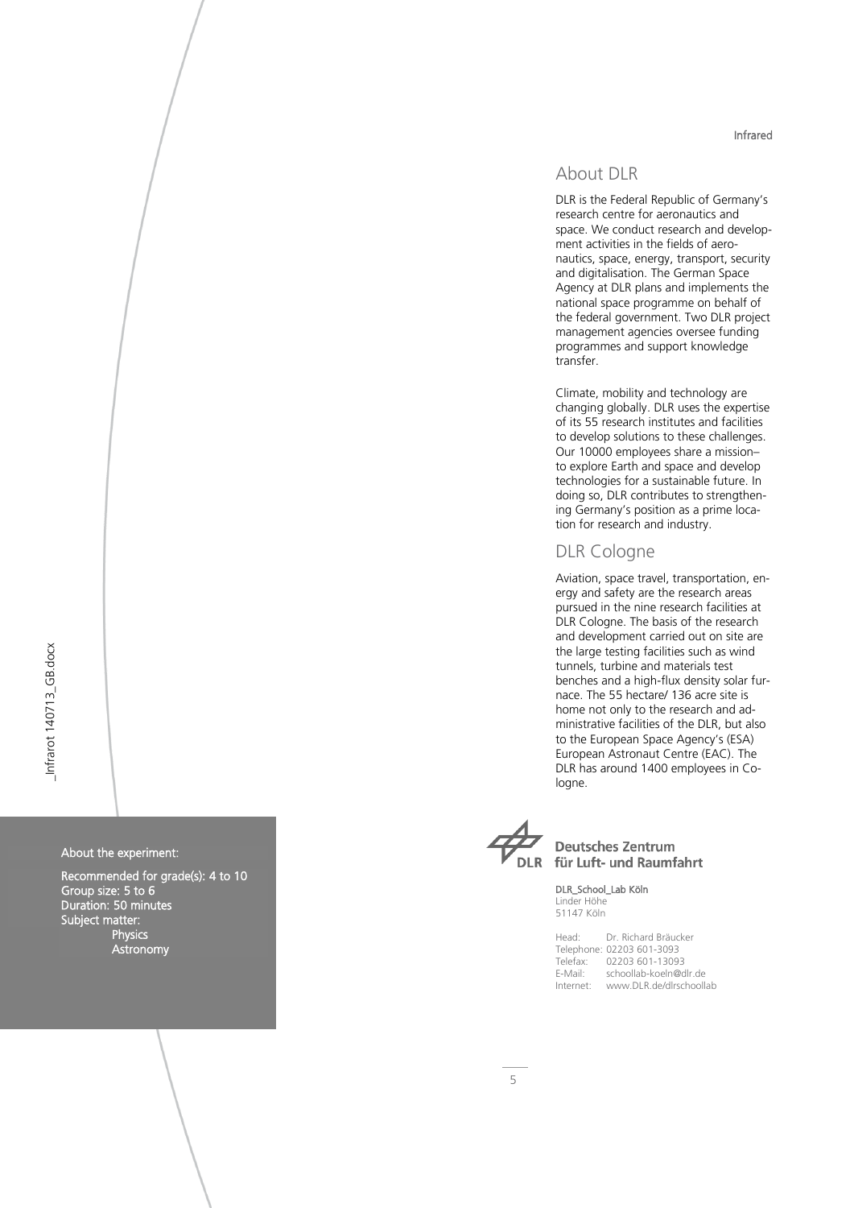## About DLR

DLR is the Federal Republic of Germany's research centre for aeronautics and space. We conduct research and development activities in the fields of aeronautics, space, energy, transport, security and digitalisation. The German Space Agency at DLR plans and implements the national space programme on behalf of the federal government. Two DLR project management agencies oversee funding programmes and support knowledge transfer.

Climate, mobility and technology are changing globally. DLR uses the expertise of its 55 research institutes and facilities to develop solutions to these challenges. Our 10000 employees share a mission– to explore Earth and space and develop technologies for a sustainable future. In doing so, DLR contributes to strengthening Germany's position as a prime location for research and industry.

## DLR Cologne

Aviation, space travel, transportation, energy and safety are the research areas pursued in the nine research facilities at DLR Cologne. The basis of the research and development carried out on site are the large testing facilities such as wind tunnels, turbine and materials test benches and a high-flux density solar furnace. The 55 hectare/ 136 acre site is home not only to the research and administrative facilities of the DLR, but also to the European Space Agency's (ESA) European Astronaut Centre (EAC). The DLR has around 1400 employees in Cologne.

**About the experiment:**

Recommended for grade(s): 4 to 10
Group size: 5 to 6
Duration: 50 minutes
Subject matter:
- Physics
- Astronomy

**Deutsches Zentrum für Luft- und Raumfahrt**

**DLR_School_Lab Köln**
Linder Höhe
51147 Köln

Head: Dr. Richard Bräucker
Telephone: 02203 601-3093
Telefax: 02203 601-13093
E-Mail: schoollab-koeln@dlr.de
Internet: www.DLR.de/dlrschoollab

_Infrarot 140713_GB.docx